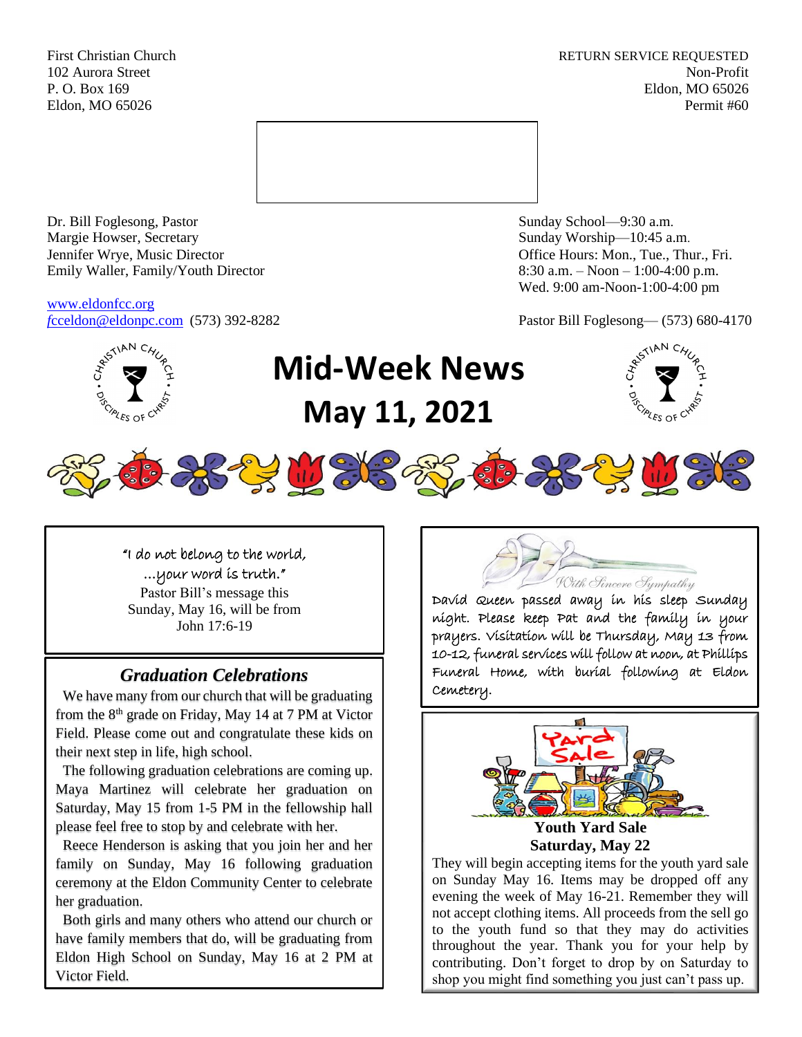First Christian Church
102 Aurora Street
P. O. Box 169
Eldon, MO 65026

RETURN SERVICE REQUESTED
Non-Profit
Eldon, MO 65026
Permit #60

Dr. Bill Foglesong, Pastor
Margie Howser, Secretary
Jennifer Wrye, Music Director
Emily Waller, Family/Youth Director

www.eldonfcc.org
fcceldon@eldonpc.com (573) 392-8282

Sunday School—9:30 a.m.
Sunday Worship—10:45 a.m.
Office Hours: Mon., Tue., Thur., Fri.
8:30 a.m. – Noon – 1:00-4:00 p.m.
Wed. 9:00 am-Noon-1:00-4:00 pm

Pastor Bill Foglesong— (573) 680-4170

# Mid-Week News
# May 11, 2021

"I do not belong to the world,
…your word is truth."
Pastor Bill's message this Sunday, May 16, will be from John 17:6-19

## *Graduation Celebrations*

We have many from our church that will be graduating from the 8th grade on Friday, May 14 at 7 PM at Victor Field. Please come out and congratulate these kids on their next step in life, high school.

The following graduation celebrations are coming up. Maya Martinez will celebrate her graduation on Saturday, May 15 from 1-5 PM in the fellowship hall please feel free to stop by and celebrate with her.

Reece Henderson is asking that you join her and her family on Sunday, May 16 following graduation ceremony at the Eldon Community Center to celebrate her graduation.

Both girls and many others who attend our church or have family members that do, will be graduating from Eldon High School on Sunday, May 16 at 2 PM at Victor Field.

*With Sincere Sympathy*

David Queen passed away in his sleep Sunday night. Please keep Pat and the family in your prayers. Visitation will be Thursday, May 13 from 10-12, funeral services will follow at noon, at Phillips Funeral Home, with burial following at Eldon Cemetery.

**Youth Yard Sale**
**Saturday, May 22**

They will begin accepting items for the youth yard sale on Sunday May 16. Items may be dropped off any evening the week of May 16-21. Remember they will not accept clothing items. All proceeds from the sell go to the youth fund so that they may do activities throughout the year. Thank you for your help by contributing. Don't forget to drop by on Saturday to shop you might find something you just can't pass up.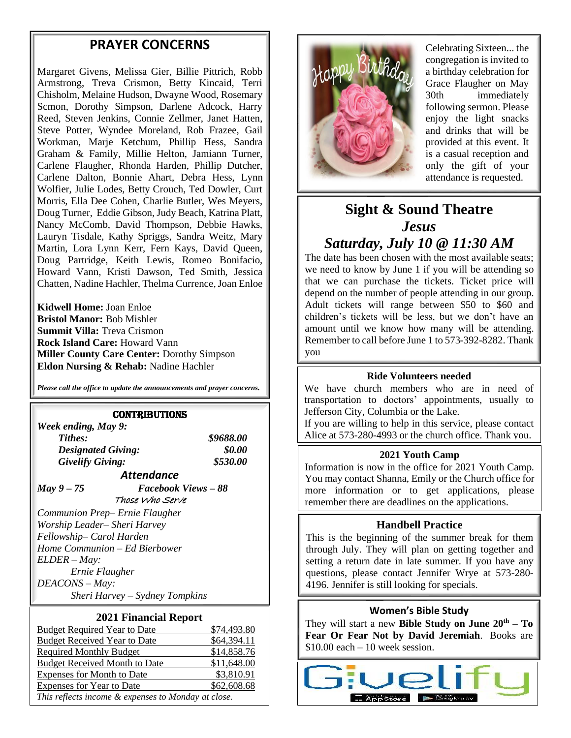## PRAYER CONCERNS

Margaret Givens, Melissa Gier, Billie Pittrich, Robb Armstrong, Treva Crismon, Betty Kincaid, Terri Chisholm, Melaine Hudson, Dwayne Wood, Rosemary Scmon, Dorothy Simpson, Darlene Adcock, Harry Reed, Steven Jenkins, Connie Zellmer, Janet Hatten, Steve Potter, Wyndee Moreland, Rob Frazee, Gail Workman, Marje Ketchum, Phillip Hess, Sandra Graham & Family, Millie Helton, Jamiann Turner, Carlene Flaugher, Rhonda Harden, Phillip Dutcher, Carlene Dalton, Bonnie Ahart, Debra Hess, Lynn Wolfier, Julie Lodes, Betty Crouch, Ted Dowler, Curt Morris, Ella Dee Cohen, Charlie Butler, Wes Meyers, Doug Turner, Eddie Gibson, Judy Beach, Katrina Platt, Nancy McComb, David Thompson, Debbie Hawks, Lauryn Tisdale, Kathy Spriggs, Sandra Weitz, Mary Martin, Lora Lynn Kerr, Fern Kays, David Queen, Doug Partridge, Keith Lewis, Romeo Bonifacio, Howard Vann, Kristi Dawson, Ted Smith, Jessica Chatten, Nadine Hachler, Thelma Currence, Joan Enloe

**Kidwell Home:** Joan Enloe
**Bristol Manor:** Bob Mishler
**Summit Villa:** Treva Crismon
**Rock Island Care:** Howard Vann
**Miller County Care Center:** Dorothy Simpson
**Eldon Nursing & Rehab:** Nadine Hachler

***Please call the office to update the announcements and prayer concerns.***

### CONTRIBUTIONS

*Week ending, May 9:*

| | |
|---|---|
| ***Tithes:*** | ***$9688.00*** |
| ***Designated Giving:*** | ***$0.00*** |
| ***Givelify Giving:*** | ***$530.00*** |

### *Attendance*

***May 9 – 75*** ***Facebook Views – 88***

*Those Who Serve*

*Communion Prep– Ernie Flaugher*
*Worship Leader– Sheri Harvey*
*Fellowship– Carol Harden*
*Home Communion – Ed Bierbower*
*ELDER – May:*
*Ernie Flaugher*
*DEACONS – May:*
*Sheri Harvey – Sydney Tompkins*

### 2021 Financial Report

| | |
|---|---|
| Budget Required Year to Date | $74,493.80 |
| Budget Received Year to Date | $64,394.11 |
| Required Monthly Budget | $14,858.76 |
| Budget Received Month to Date | $11,648.00 |
| Expenses for Month to Date | $3,810.91 |
| Expenses for Year to Date | $62,608.68 |

*This reflects income & expenses to Monday at close.*

Celebrating Sixteen... the congregation is invited to a birthday celebration for Grace Flaugher on May 30th immediately following sermon. Please enjoy the light snacks and drinks that will be provided at this event. It is a casual reception and only the gift of your attendance is requested.

## Sight & Sound Theatre
## *Jesus*
## *Saturday, July 10 @ 11:30 AM*

The date has been chosen with the most available seats; we need to know by June 1 if you will be attending so that we can purchase the tickets. Ticket price will depend on the number of people attending in our group. Adult tickets will range between $50 to $60 and children's tickets will be less, but we don't have an amount until we know how many will be attending. Remember to call before June 1 to 573-392-8282. Thank you

### Ride Volunteers needed

We have church members who are in need of transportation to doctors' appointments, usually to Jefferson City, Columbia or the Lake.
If you are willing to help in this service, please contact Alice at 573-280-4993 or the church office. Thank you.

### 2021 Youth Camp

Information is now in the office for 2021 Youth Camp. You may contact Shanna, Emily or the Church office for more information or to get applications, please remember there are deadlines on the applications.

### Handbell Practice

This is the beginning of the summer break for them through July. They will plan on getting together and setting a return date in late summer. If you have any questions, please contact Jennifer Wrye at 573-280-4196. Jennifer is still looking for specials.

### Women's Bible Study

They will start a new **Bible Study on June 20th – To Fear Or Fear Not by David Jeremiah**. Books are $10.00 each – 10 week session.

Givelify